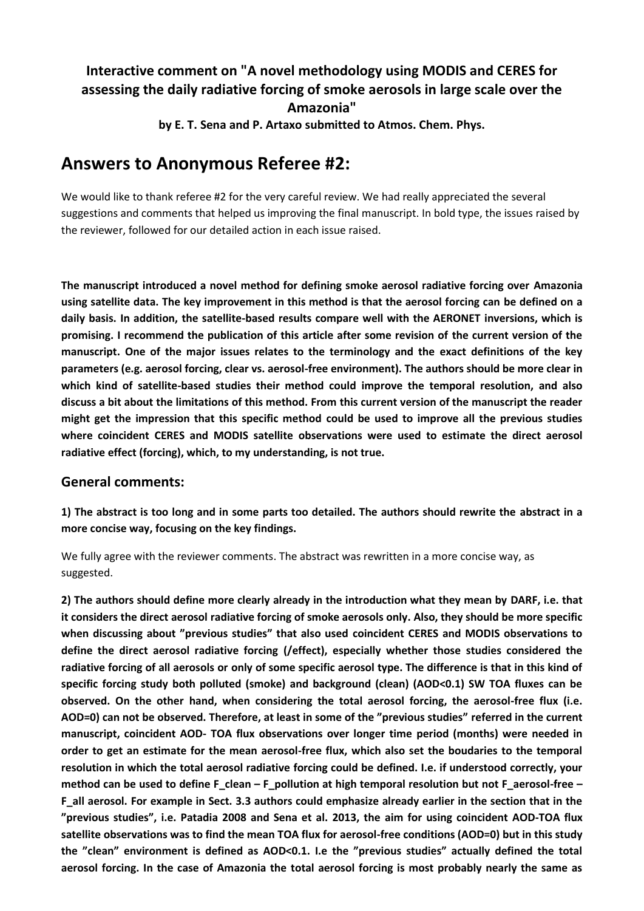**Interactive comment on "A novel methodology using MODIS and CERES for assessing the daily radiative forcing of smoke aerosols in large scale over the Amazonia"**

**by E. T. Sena and P. Artaxo submitted to Atmos. Chem. Phys.**

# Answers to Anonymous Referee #2:

We would like to thank referee #2 for the very careful review. We had really appreciated the several suggestions and comments that helped us improving the final manuscript. In bold type, the issues raised by the reviewer, followed for our detailed action in each issue raised.

**The manuscript introduced a novel method for defining smoke aerosol radiative forcing over Amazonia using satellite data. The key improvement in this method is that the aerosol forcing can be defined on a daily basis. In addition, the satellite-based results compare well with the AERONET inversions, which is promising. I recommend the publication of this article after some revision of the current version of the manuscript. One of the major issues relates to the terminology and the exact definitions of the key parameters (e.g. aerosol forcing, clear vs. aerosol-free environment). The authors should be more clear in which kind of satellite-based studies their method could improve the temporal resolution, and also discuss a bit about the limitations of this method. From this current version of the manuscript the reader might get the impression that this specific method could be used to improve all the previous studies where coincident CERES and MODIS satellite observations were used to estimate the direct aerosol radiative effect (forcing), which, to my understanding, is not true.**

## General comments:

**1) The abstract is too long and in some parts too detailed. The authors should rewrite the abstract in a more concise way, focusing on the key findings.**

We fully agree with the reviewer comments. The abstract was rewritten in a more concise way, as suggested.

**2) The authors should define more clearly already in the introduction what they mean by DARF, i.e. that it considers the direct aerosol radiative forcing of smoke aerosols only. Also, they should be more specific when discussing about "previous studies" that also used coincident CERES and MODIS observations to define the direct aerosol radiative forcing (/effect), especially whether those studies considered the radiative forcing of all aerosols or only of some specific aerosol type. The difference is that in this kind of specific forcing study both polluted (smoke) and background (clean) (AOD<0.1) SW TOA fluxes can be observed. On the other hand, when considering the total aerosol forcing, the aerosol-free flux (i.e. AOD=0) can not be observed. Therefore, at least in some of the "previous studies" referred in the current manuscript, coincident AOD- TOA flux observations over longer time period (months) were needed in order to get an estimate for the mean aerosol-free flux, which also set the boudaries to the temporal resolution in which the total aerosol radiative forcing could be defined. I.e. if understood correctly, your method can be used to define F_clean – F_pollution at high temporal resolution but not F_aerosol-free – F_all aerosol. For example in Sect. 3.3 authors could emphasize already earlier in the section that in the "previous studies", i.e. Patadia 2008 and Sena et al. 2013, the aim for using coincident AOD-TOA flux satellite observations was to find the mean TOA flux for aerosol-free conditions (AOD=0) but in this study the "clean" environment is defined as AOD<0.1. I.e the "previous studies" actually defined the total aerosol forcing. In the case of Amazonia the total aerosol forcing is most probably nearly the same as**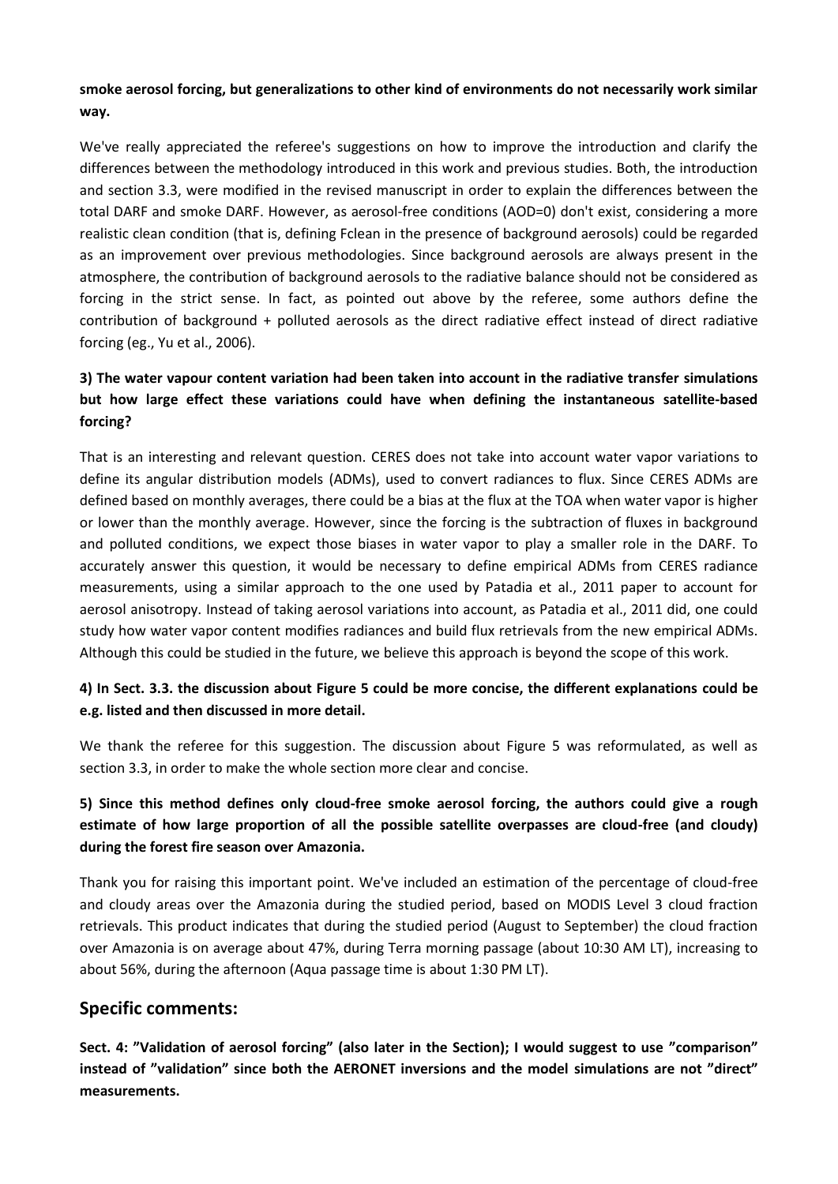**smoke aerosol forcing, but generalizations to other kind of environments do not necessarily work similar way.**

We've really appreciated the referee's suggestions on how to improve the introduction and clarify the differences between the methodology introduced in this work and previous studies. Both, the introduction and section 3.3, were modified in the revised manuscript in order to explain the differences between the total DARF and smoke DARF. However, as aerosol-free conditions (AOD=0) don't exist, considering a more realistic clean condition (that is, defining Fclean in the presence of background aerosols) could be regarded as an improvement over previous methodologies. Since background aerosols are always present in the atmosphere, the contribution of background aerosols to the radiative balance should not be considered as forcing in the strict sense. In fact, as pointed out above by the referee, some authors define the contribution of background + polluted aerosols as the direct radiative effect instead of direct radiative forcing (eg., Yu et al., 2006).

**3) The water vapour content variation had been taken into account in the radiative transfer simulations but how large effect these variations could have when defining the instantaneous satellite-based forcing?**

That is an interesting and relevant question. CERES does not take into account water vapor variations to define its angular distribution models (ADMs), used to convert radiances to flux. Since CERES ADMs are defined based on monthly averages, there could be a bias at the flux at the TOA when water vapor is higher or lower than the monthly average. However, since the forcing is the subtraction of fluxes in background and polluted conditions, we expect those biases in water vapor to play a smaller role in the DARF. To accurately answer this question, it would be necessary to define empirical ADMs from CERES radiance measurements, using a similar approach to the one used by Patadia et al., 2011 paper to account for aerosol anisotropy. Instead of taking aerosol variations into account, as Patadia et al., 2011 did, one could study how water vapor content modifies radiances and build flux retrievals from the new empirical ADMs. Although this could be studied in the future, we believe this approach is beyond the scope of this work.

**4) In Sect. 3.3. the discussion about Figure 5 could be more concise, the different explanations could be e.g. listed and then discussed in more detail.**

We thank the referee for this suggestion. The discussion about Figure 5 was reformulated, as well as section 3.3, in order to make the whole section more clear and concise.

**5) Since this method defines only cloud-free smoke aerosol forcing, the authors could give a rough estimate of how large proportion of all the possible satellite overpasses are cloud-free (and cloudy) during the forest fire season over Amazonia.**

Thank you for raising this important point. We've included an estimation of the percentage of cloud-free and cloudy areas over the Amazonia during the studied period, based on MODIS Level 3 cloud fraction retrievals. This product indicates that during the studied period (August to September) the cloud fraction over Amazonia is on average about 47%, during Terra morning passage (about 10:30 AM LT), increasing to about 56%, during the afternoon (Aqua passage time is about 1:30 PM LT).

## Specific comments:

**Sect. 4: "Validation of aerosol forcing" (also later in the Section); I would suggest to use "comparison" instead of "validation" since both the AERONET inversions and the model simulations are not "direct" measurements.**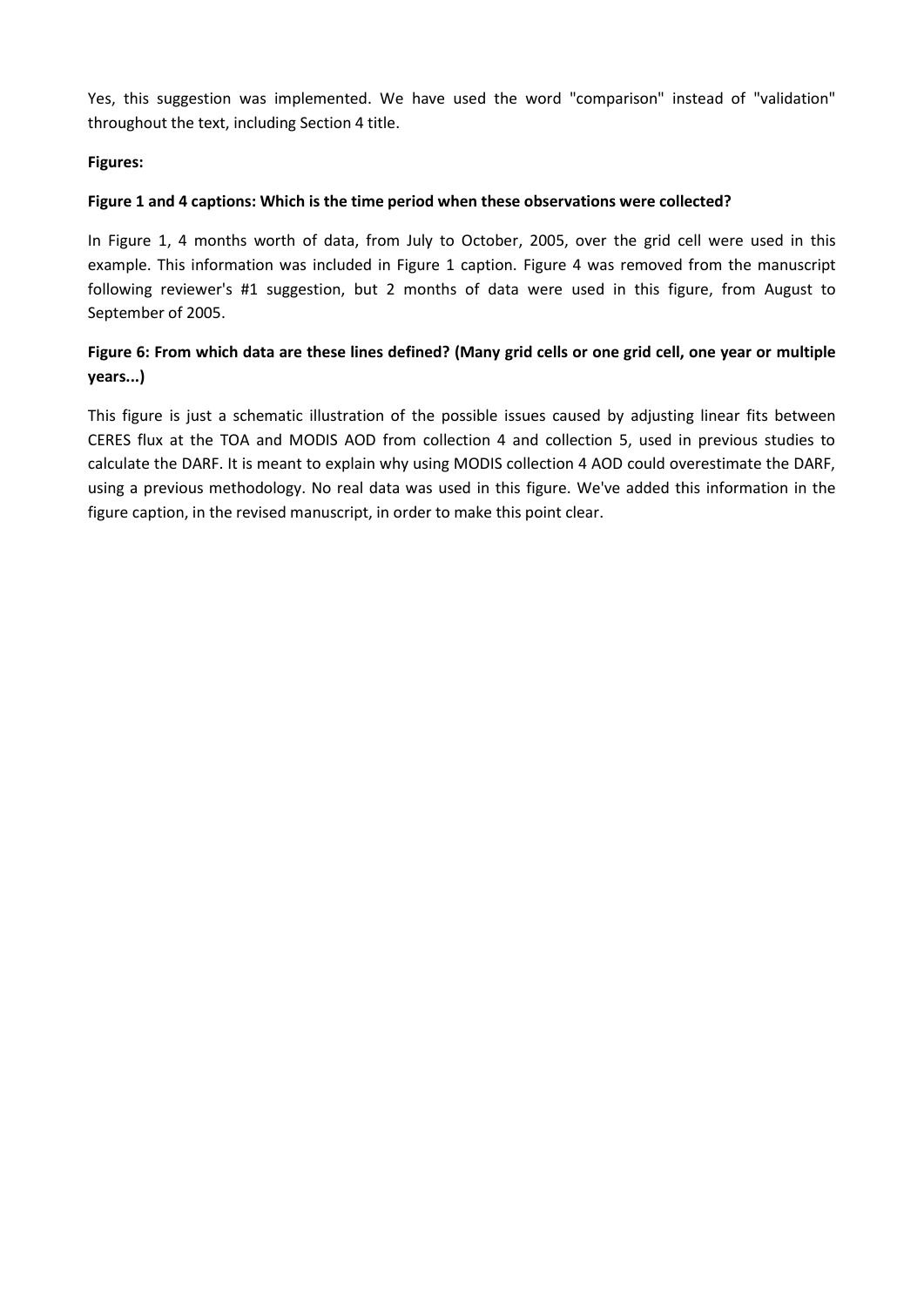Yes, this suggestion was implemented. We have used the word "comparison" instead of "validation" throughout the text, including Section 4 title.

**Figures:**

**Figure 1 and 4 captions: Which is the time period when these observations were collected?**

In Figure 1, 4 months worth of data, from July to October, 2005, over the grid cell were used in this example. This information was included in Figure 1 caption. Figure 4 was removed from the manuscript following reviewer's #1 suggestion, but 2 months of data were used in this figure, from August to September of 2005.

**Figure 6: From which data are these lines defined? (Many grid cells or one grid cell, one year or multiple years...)**

This figure is just a schematic illustration of the possible issues caused by adjusting linear fits between CERES flux at the TOA and MODIS AOD from collection 4 and collection 5, used in previous studies to calculate the DARF. It is meant to explain why using MODIS collection 4 AOD could overestimate the DARF, using a previous methodology. No real data was used in this figure. We've added this information in the figure caption, in the revised manuscript, in order to make this point clear.